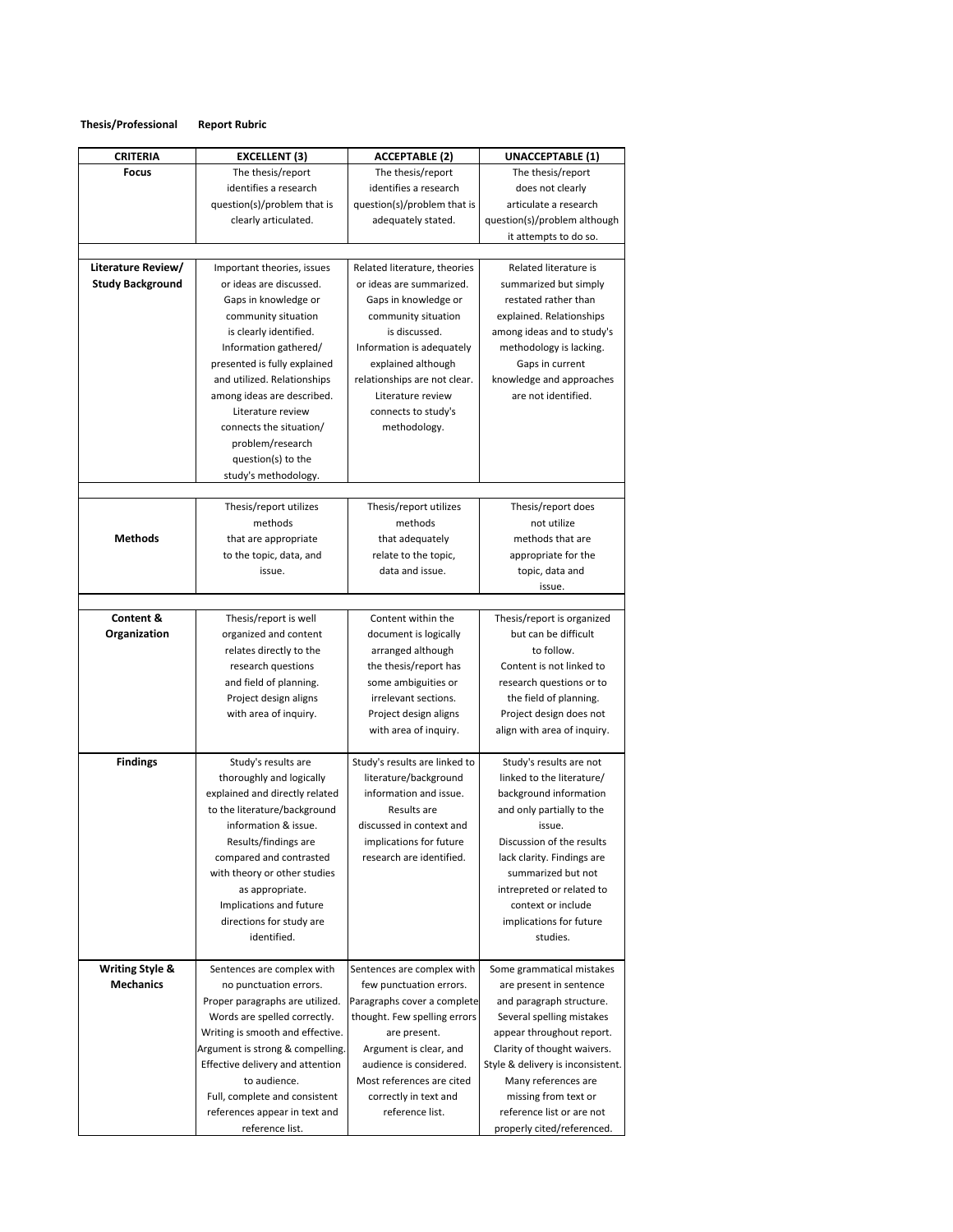**Thesis/Professional Report Rubric**

| CRITERIA | EXCELLENT (3) | ACCEPTABLE (2) | UNACCEPTABLE (1) |
|---|---|---|---|
| **Focus** | The thesis/report identifies a research question(s)/problem that is clearly articulated. | The thesis/report identifies a research question(s)/problem that is adequately stated. | The thesis/report does not clearly articulate a research question(s)/problem although it attempts to do so. |
| **Literature Review/ Study Background** | Important theories, issues or ideas are discussed. Gaps in knowledge or community situation is clearly identified. Information gathered/ presented is fully explained and utilized. Relationships among ideas are described. Literature review connects the situation/ problem/research question(s) to the study's methodology. | Related literature, theories or ideas are summarized. Gaps in knowledge or community situation is discussed. Information is adequately explained although relationships are not clear. Literature review connects to study's methodology. | Related literature is summarized but simply restated rather than explained. Relationships among ideas and to study's methodology is lacking. Gaps in current knowledge and approaches are not identified. |
| **Methods** | Thesis/report utilizes methods that are appropriate to the topic, data, and issue. | Thesis/report utilizes methods that adequately relate to the topic, data and issue. | Thesis/report does not utilize methods that are appropriate for the topic, data and issue. |
| **Content & Organization** | Thesis/report is well organized and content relates directly to the research questions and field of planning. Project design aligns with area of inquiry. | Content within the document is logically arranged although the thesis/report has some ambiguities or irrelevant sections. Project design aligns with area of inquiry. | Thesis/report is organized but can be difficult to follow. Content is not linked to research questions or to the field of planning. Project design does not align with area of inquiry. |
| **Findings** | Study's results are thoroughly and logically explained and directly related to the literature/background information & issue. Results/findings are compared and contrasted with theory or other studies as appropriate. Implications and future directions for study are identified. | Study's results are linked to literature/background information and issue. Results are discussed in context and implications for future research are identified. | Study's results are not linked to the literature/ background information and only partially to the issue. Discussion of the results lack clarity. Findings are summarized but not intrepreted or related to context or include implications for future studies. |
| **Writing Style & Mechanics** | Sentences are complex with no punctuation errors. Proper paragraphs are utilized. Words are spelled correctly. Writing is smooth and effective. Argument is strong & compelling. Effective delivery and attention to audience. Full, complete and consistent references appear in text and reference list. | Sentences are complex with few punctuation errors. Paragraphs cover a complete thought. Few spelling errors are present. Argument is clear, and audience is considered. Most references are cited correctly in text and reference list. | Some grammatical mistakes are present in sentence and paragraph structure. Several spelling mistakes appear throughout report. Clarity of thought waivers. Style & delivery is inconsistent. Many references are missing from text or reference list or are not properly cited/referenced. |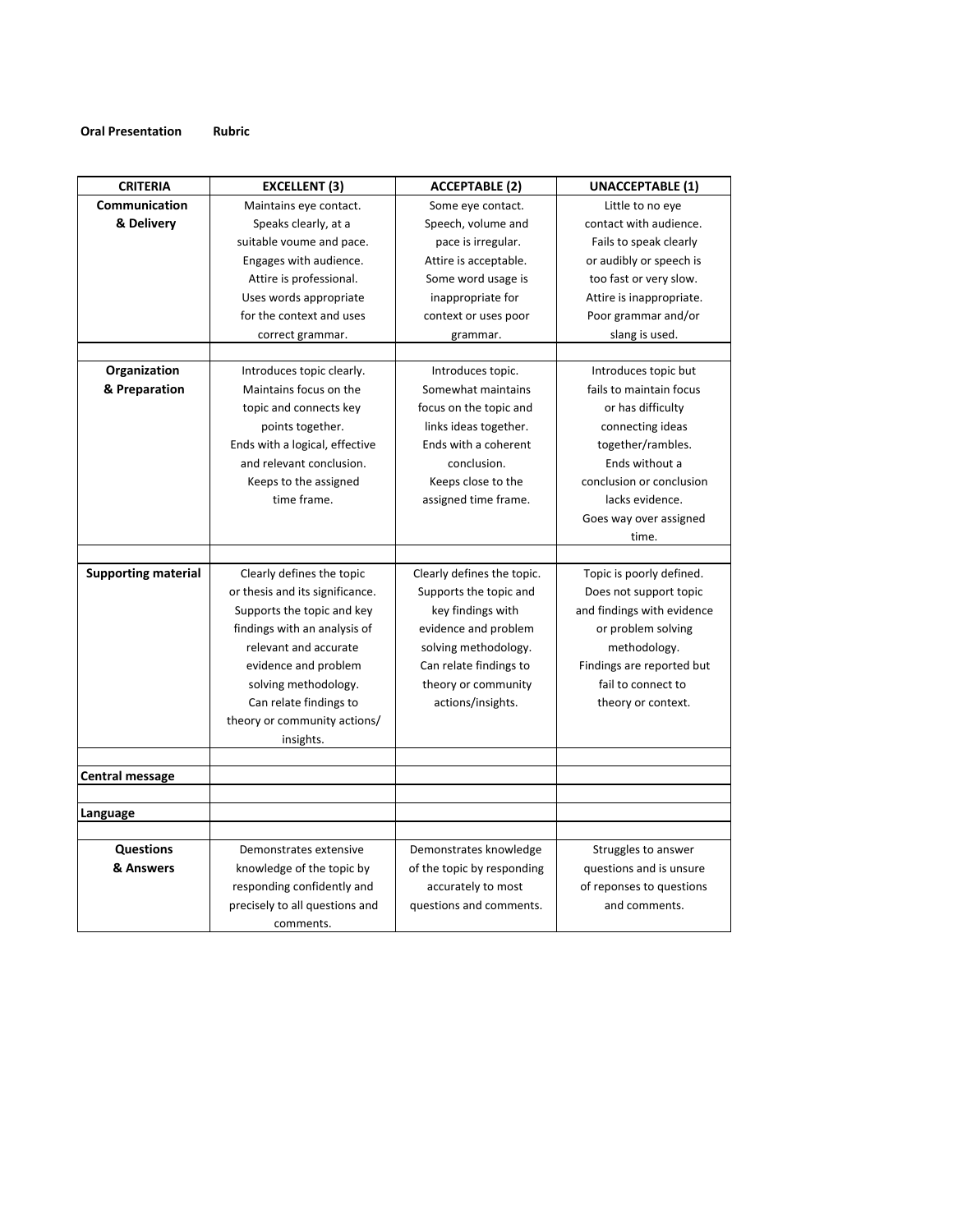**Oral Presentation Rubric**

| CRITERIA | EXCELLENT (3) | ACCEPTABLE (2) | UNACCEPTABLE (1) |
|---|---|---|---|
| **Communication & Delivery** | Maintains eye contact. Speaks clearly, at a suitable voume and pace. Engages with audience. Attire is professional. Uses words appropriate for the context and uses correct grammar. | Some eye contact. Speech, volume and pace is irregular. Attire is acceptable. Some word usage is inappropriate for context or uses poor grammar. | Little to no eye contact with audience. Fails to speak clearly or audibly or speech is too fast or very slow. Attire is inappropriate. Poor grammar and/or slang is used. |
| | | | |
| **Organization & Preparation** | Introduces topic clearly. Maintains focus on the topic and connects key points together. Ends with a logical, effective and relevant conclusion. Keeps to the assigned time frame. | Introduces topic. Somewhat maintains focus on the topic and links ideas together. Ends with a coherent conclusion. Keeps close to the assigned time frame. | Introduces topic but fails to maintain focus or has difficulty connecting ideas together/rambles. Ends without a conclusion or conclusion lacks evidence. Goes way over assigned time. |
| | | | |
| **Supporting material** | Clearly defines the topic or thesis and its significance. Supports the topic and key findings with an analysis of relevant and accurate evidence and problem solving methodology. Can relate findings to theory or community actions/ insights. | Clearly defines the topic. Supports the topic and key findings with evidence and problem solving methodology. Can relate findings to theory or community actions/insights. | Topic is poorly defined. Does not support topic and findings with evidence or problem solving methodology. Findings are reported but fail to connect to theory or context. |
| | | | |
| **Central message** | | | |
| | | | |
| **Language** | | | |
| | | | |
| **Questions & Answers** | Demonstrates extensive knowledge of the topic by responding confidently and precisely to all questions and comments. | Demonstrates knowledge of the topic by responding accurately to most questions and comments. | Struggles to answer questions and is unsure of reponses to questions and comments. |